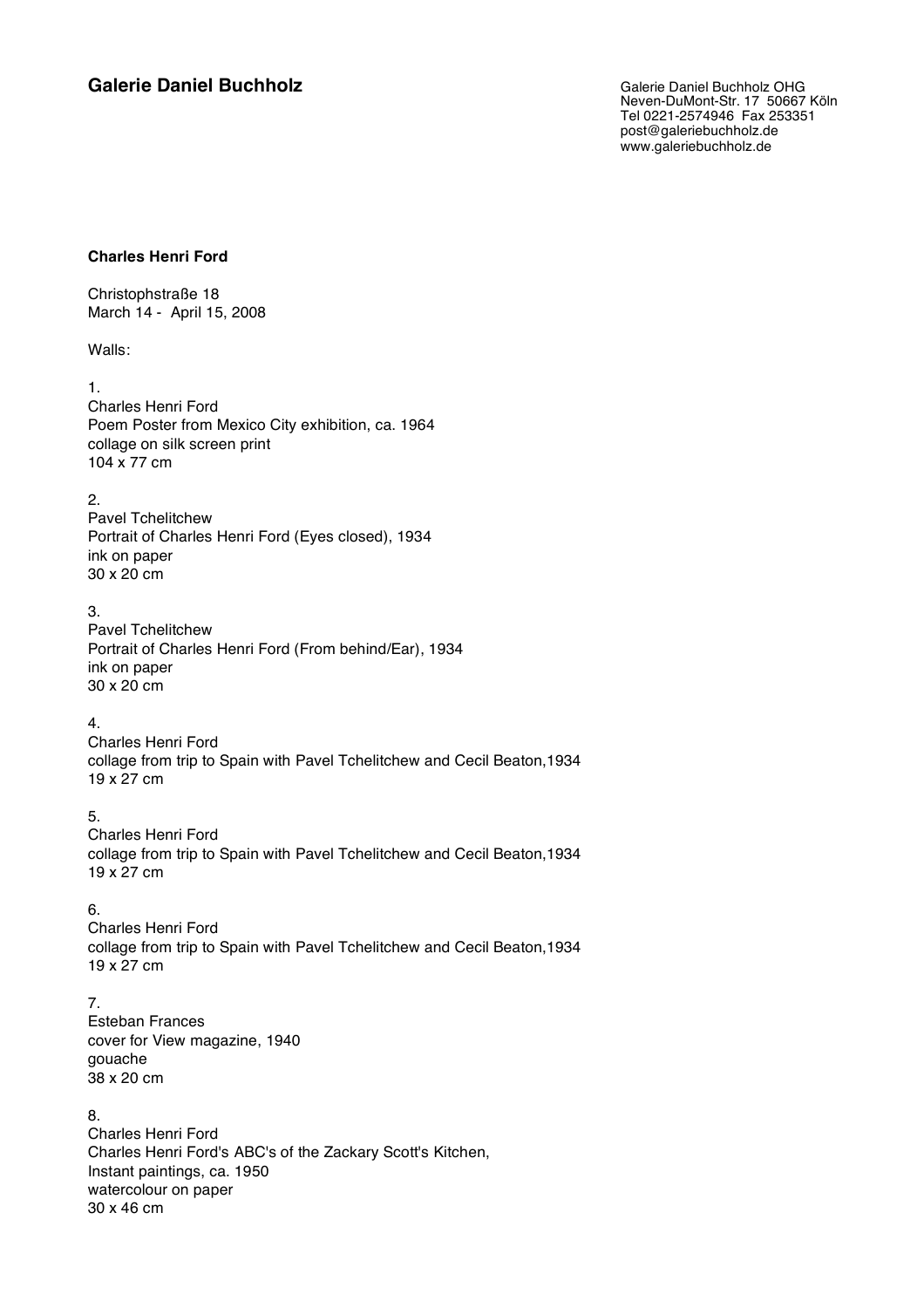**Galerie Daniel Buchholz**

Galerie Daniel Buchholz OHG
Neven-DuMont-Str. 17 50667 Köln
Tel 0221-2574946 Fax 253351
post@galeriebuchholz.de
www.galeriebuchholz.de

**Charles Henri Ford**

Christophstraße 18
March 14 - April 15, 2008

Walls:

1.
Charles Henri Ford
Poem Poster from Mexico City exhibition, ca. 1964
collage on silk screen print
104 x 77 cm

2.
Pavel Tchelitchew
Portrait of Charles Henri Ford (Eyes closed), 1934
ink on paper
30 x 20 cm

3.
Pavel Tchelitchew
Portrait of Charles Henri Ford (From behind/Ear), 1934
ink on paper
30 x 20 cm

4.
Charles Henri Ford
collage from trip to Spain with Pavel Tchelitchew and Cecil Beaton,1934
19 x 27 cm

5.
Charles Henri Ford
collage from trip to Spain with Pavel Tchelitchew and Cecil Beaton,1934
19 x 27 cm

6.
Charles Henri Ford
collage from trip to Spain with Pavel Tchelitchew and Cecil Beaton,1934
19 x 27 cm

7.
Esteban Frances
cover for View magazine, 1940
gouache
38 x 20 cm

8.
Charles Henri Ford
Charles Henri Ford's ABC's of the Zackary Scott's Kitchen,
Instant paintings, ca. 1950
watercolour on paper
30 x 46 cm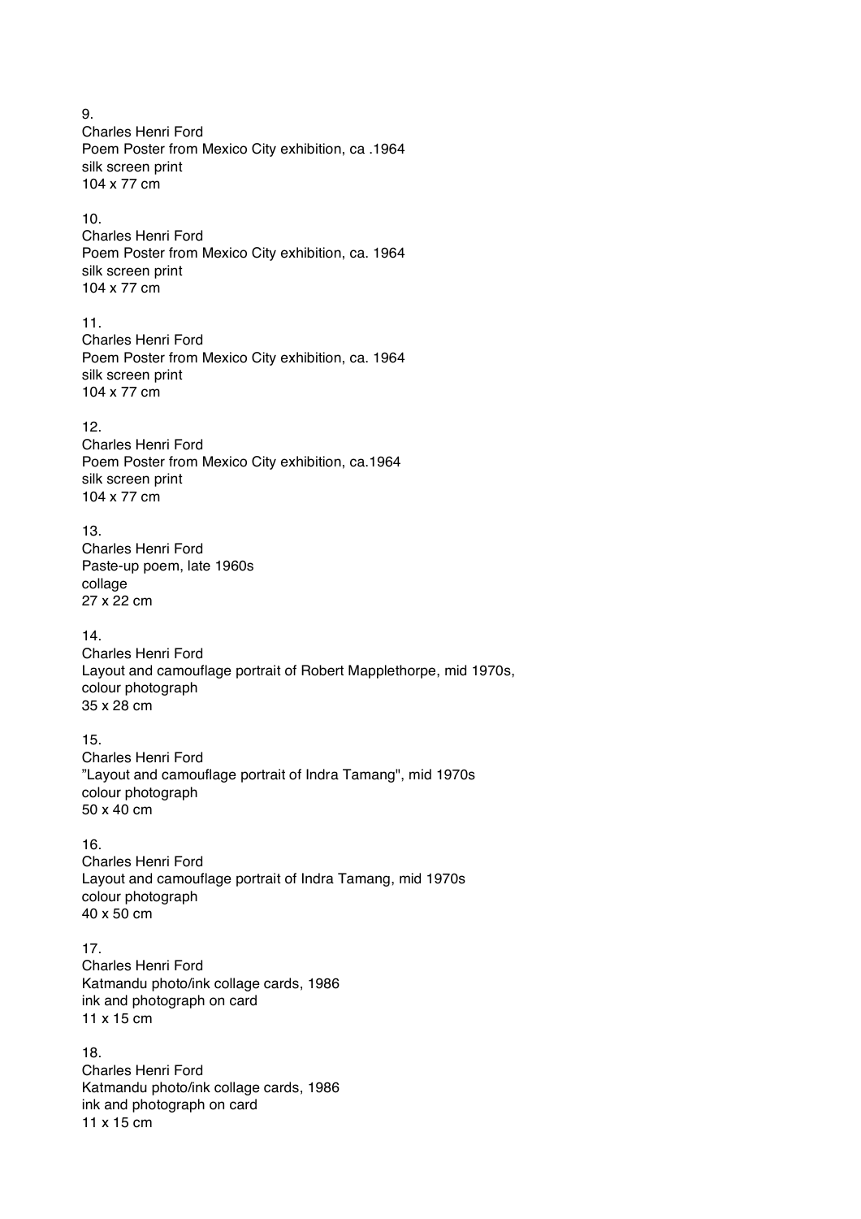9.
Charles Henri Ford
Poem Poster from Mexico City exhibition, ca .1964
silk screen print
104 x 77 cm

10.
Charles Henri Ford
Poem Poster from Mexico City exhibition, ca. 1964
silk screen print
104 x 77 cm

11.
Charles Henri Ford
Poem Poster from Mexico City exhibition, ca. 1964
silk screen print
104 x 77 cm

12.
Charles Henri Ford
Poem Poster from Mexico City exhibition, ca.1964
silk screen print
104 x 77 cm

13.
Charles Henri Ford
Paste-up poem, late 1960s
collage
27 x 22 cm

14.
Charles Henri Ford
Layout and camouflage portrait of Robert Mapplethorpe, mid 1970s,
colour photograph
35 x 28 cm

15.
Charles Henri Ford
"Layout and camouflage portrait of Indra Tamang", mid 1970s
colour photograph
50 x 40 cm

16.
Charles Henri Ford
Layout and camouflage portrait of Indra Tamang, mid 1970s
colour photograph
40 x 50 cm

17.
Charles Henri Ford
Katmandu photo/ink collage cards, 1986
ink and photograph on card
11 x 15 cm

18.
Charles Henri Ford
Katmandu photo/ink collage cards, 1986
ink and photograph on card
11 x 15 cm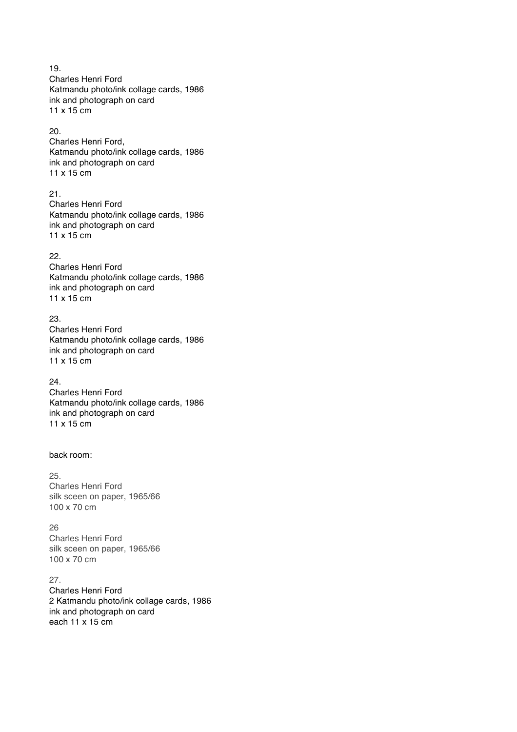19.
Charles Henri Ford
Katmandu photo/ink collage cards, 1986
ink and photograph on card
11 x 15 cm

20.
Charles Henri Ford,
Katmandu photo/ink collage cards, 1986
ink and photograph on card
11 x 15 cm

21.
Charles Henri Ford
Katmandu photo/ink collage cards, 1986
ink and photograph on card
11 x 15 cm

22.
Charles Henri Ford
Katmandu photo/ink collage cards, 1986
ink and photograph on card
11 x 15 cm

23.
Charles Henri Ford
Katmandu photo/ink collage cards, 1986
ink and photograph on card
11 x 15 cm

24.
Charles Henri Ford
Katmandu photo/ink collage cards, 1986
ink and photograph on card
11 x 15 cm

back room:

25.
Charles Henri Ford
silk sceen on paper, 1965/66
100 x 70 cm

26
Charles Henri Ford
silk sceen on paper, 1965/66
100 x 70 cm

27.
Charles Henri Ford
2 Katmandu photo/ink collage cards, 1986
ink and photograph on card
each 11 x 15 cm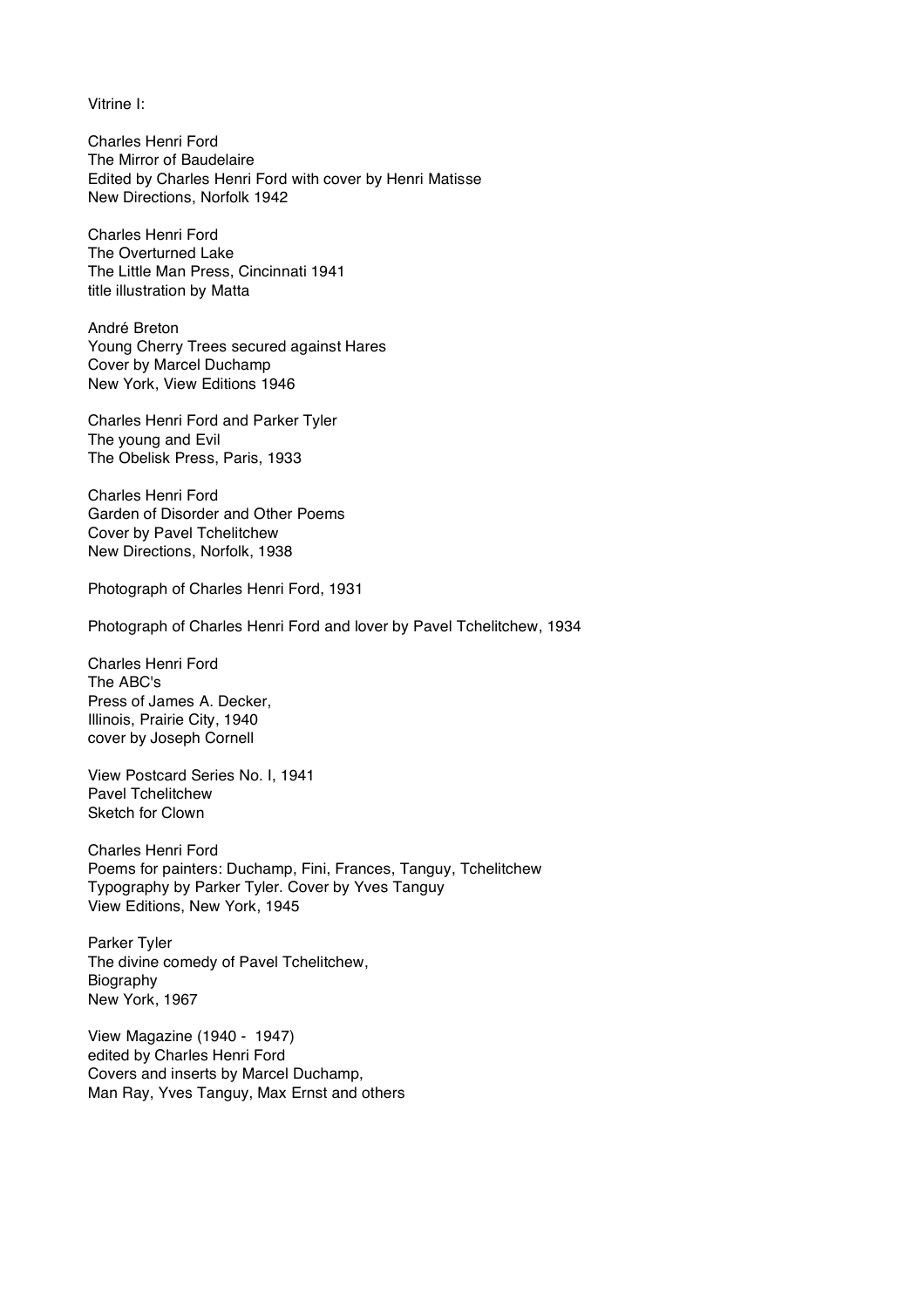Vitrine I:

Charles Henri Ford
The Mirror of Baudelaire
Edited by Charles Henri Ford with cover by Henri Matisse
New Directions, Norfolk 1942

Charles Henri Ford
The Overturned Lake
The Little Man Press, Cincinnati 1941
title illustration by Matta

André Breton
Young Cherry Trees secured against Hares
Cover by Marcel Duchamp
New York, View Editions 1946

Charles Henri Ford and Parker Tyler
The young and Evil
The Obelisk Press, Paris, 1933

Charles Henri Ford
Garden of Disorder and Other Poems
Cover by Pavel Tchelitchew
New Directions, Norfolk, 1938

Photograph of Charles Henri Ford, 1931

Photograph of Charles Henri Ford and lover by Pavel Tchelitchew, 1934

Charles Henri Ford
The ABC's
Press of James A. Decker,
Illinois, Prairie City, 1940
cover by Joseph Cornell

View Postcard Series No. I, 1941
Pavel Tchelitchew
Sketch for Clown

Charles Henri Ford
Poems for painters: Duchamp, Fini, Frances, Tanguy, Tchelitchew
Typography by Parker Tyler. Cover by Yves Tanguy
View Editions, New York, 1945

Parker Tyler
The divine comedy of Pavel Tchelitchew,
Biography
New York, 1967

View Magazine (1940 - 1947)
edited by Charles Henri Ford
Covers and inserts by Marcel Duchamp,
Man Ray, Yves Tanguy, Max Ernst and others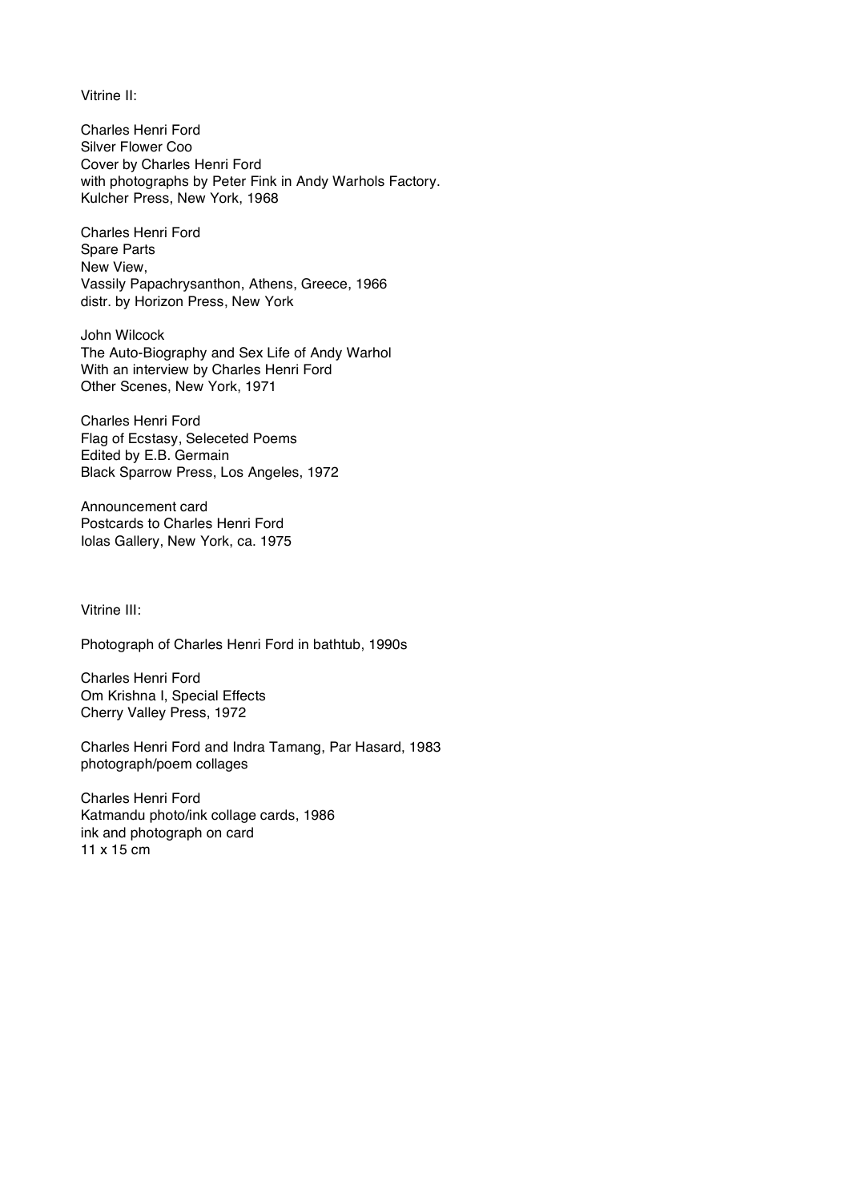Vitrine II:

Charles Henri Ford
Silver Flower Coo
Cover by Charles Henri Ford
with photographs by Peter Fink in Andy Warhols Factory.
Kulcher Press, New York, 1968

Charles Henri Ford
Spare Parts
New View,
Vassily Papachrysanthon, Athens, Greece, 1966
distr. by Horizon Press, New York

John Wilcock
The Auto-Biography and Sex Life of Andy Warhol
With an interview by Charles Henri Ford
Other Scenes, New York, 1971

Charles Henri Ford
Flag of Ecstasy, Seleceted Poems
Edited by E.B. Germain
Black Sparrow Press, Los Angeles, 1972

Announcement card
Postcards to Charles Henri Ford
Iolas Gallery, New York, ca. 1975

Vitrine III:

Photograph of Charles Henri Ford in bathtub, 1990s

Charles Henri Ford
Om Krishna I, Special Effects
Cherry Valley Press, 1972

Charles Henri Ford and Indra Tamang, Par Hasard, 1983
photograph/poem collages

Charles Henri Ford
Katmandu photo/ink collage cards, 1986
ink and photograph on card
11 x 15 cm